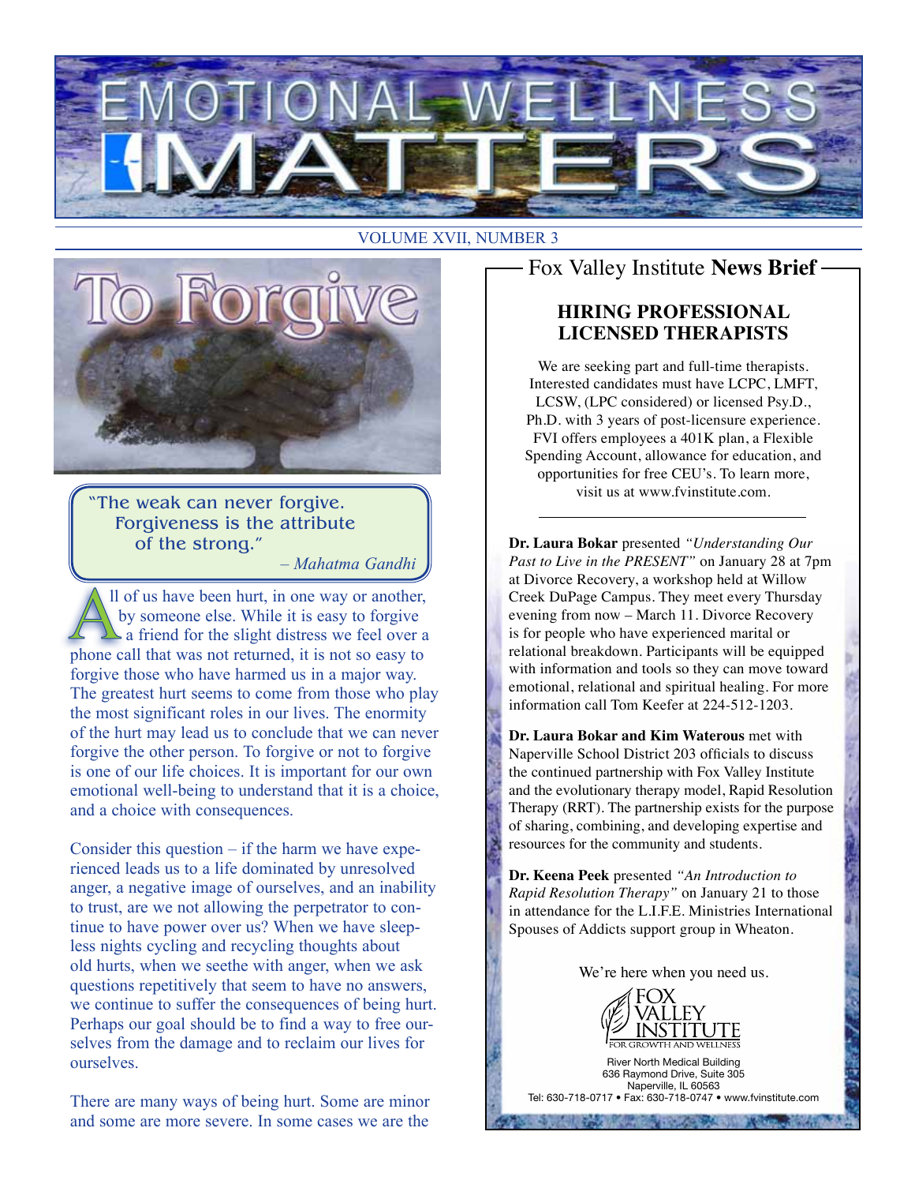# EMOTIONAL WELLNESS MATTERS

VOLUME XVII, NUMBER 3

## To Forgive

> "The weak can never forgive. Forgiveness is the attribute of the strong."
> 
> – *Mahatma Gandhi*

All of us have been hurt, in one way or another, by someone else. While it is easy to forgive a friend for the slight distress we feel over a phone call that was not returned, it is not so easy to forgive those who have harmed us in a major way. The greatest hurt seems to come from those who play the most significant roles in our lives. The enormity of the hurt may lead us to conclude that we can never forgive the other person. To forgive or not to forgive is one of our life choices. It is important for our own emotional well-being to understand that it is a choice, and a choice with consequences.

Consider this question – if the harm we have experienced leads us to a life dominated by unresolved anger, a negative image of ourselves, and an inability to trust, are we not allowing the perpetrator to continue to have power over us? When we have sleepless nights cycling and recycling thoughts about old hurts, when we seethe with anger, when we ask questions repetitively that seem to have no answers, we continue to suffer the consequences of being hurt. Perhaps our goal should be to find a way to free ourselves from the damage and to reclaim our lives for ourselves.

There are many ways of being hurt. Some are minor and some are more severe. In some cases we are the

## Fox Valley Institute **News Brief**

### HIRING PROFESSIONAL LICENSED THERAPISTS

We are seeking part and full-time therapists. Interested candidates must have LCPC, LMFT, LCSW, (LPC considered) or licensed Psy.D., Ph.D. with 3 years of post-licensure experience. FVI offers employees a 401K plan, a Flexible Spending Account, allowance for education, and opportunities for free CEU's. To learn more, visit us at www.fvinstitute.com.

---

**Dr. Laura Bokar** presented *"Understanding Our Past to Live in the PRESENT"* on January 28 at 7pm at Divorce Recovery, a workshop held at Willow Creek DuPage Campus. They meet every Thursday evening from now – March 11. Divorce Recovery is for people who have experienced marital or relational breakdown. Participants will be equipped with information and tools so they can move toward emotional, relational and spiritual healing. For more information call Tom Keefer at 224-512-1203.

**Dr. Laura Bokar and Kim Waterous** met with Naperville School District 203 officials to discuss the continued partnership with Fox Valley Institute and the evolutionary therapy model, Rapid Resolution Therapy (RRT). The partnership exists for the purpose of sharing, combining, and developing expertise and resources for the community and students.

**Dr. Keena Peek** presented *"An Introduction to Rapid Resolution Therapy"* on January 21 to those in attendance for the L.I.F.E. Ministries International Spouses of Addicts support group in Wheaton.

We're here when you need us.

FOX VALLEY INSTITUTE
FOR GROWTH AND WELLNESS

River North Medical Building
636 Raymond Drive, Suite 305
Naperville, IL 60563
Tel: 630-718-0717 • Fax: 630-718-0747 • www.fvinstitute.com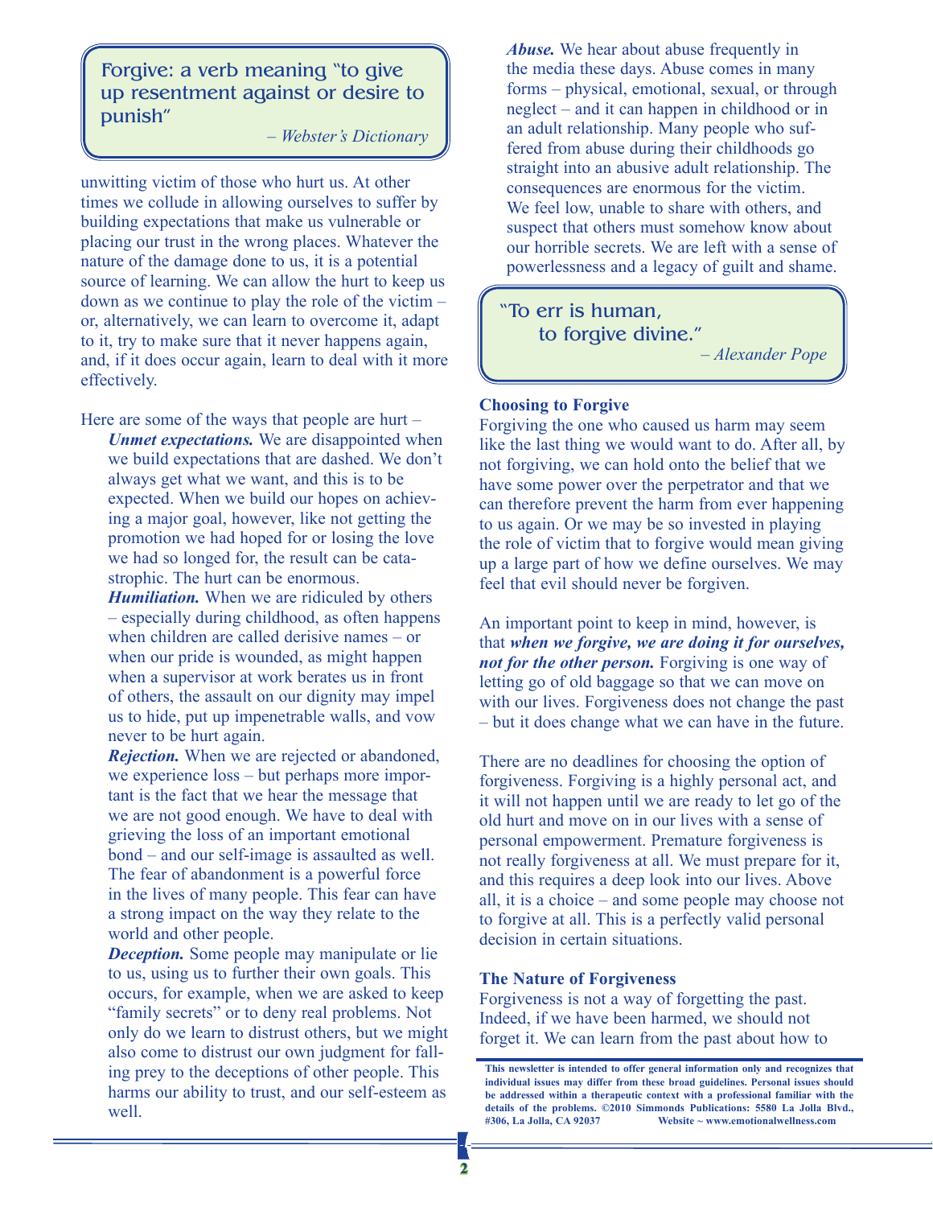> Forgive: a verb meaning "to give up resentment against or desire to punish"
>
> – *Webster's Dictionary*

unwitting victim of those who hurt us. At other times we collude in allowing ourselves to suffer by building expectations that make us vulnerable or placing our trust in the wrong places. Whatever the nature of the damage done to us, it is a potential source of learning. We can allow the hurt to keep us down as we continue to play the role of the victim – or, alternatively, we can learn to overcome it, adapt to it, try to make sure that it never happens again, and, if it does occur again, learn to deal with it more effectively.

Here are some of the ways that people are hurt –

***Unmet expectations.*** We are disappointed when we build expectations that are dashed. We don't always get what we want, and this is to be expected. When we build our hopes on achieving a major goal, however, like not getting the promotion we had hoped for or losing the love we had so longed for, the result can be catastrophic. The hurt can be enormous.

***Humiliation.*** When we are ridiculed by others – especially during childhood, as often happens when children are called derisive names – or when our pride is wounded, as might happen when a supervisor at work berates us in front of others, the assault on our dignity may impel us to hide, put up impenetrable walls, and vow never to be hurt again.

***Rejection.*** When we are rejected or abandoned, we experience loss – but perhaps more important is the fact that we hear the message that we are not good enough. We have to deal with grieving the loss of an important emotional bond – and our self-image is assaulted as well. The fear of abandonment is a powerful force in the lives of many people. This fear can have a strong impact on the way they relate to the world and other people.

***Deception.*** Some people may manipulate or lie to us, using us to further their own goals. This occurs, for example, when we are asked to keep "family secrets" or to deny real problems. Not only do we learn to distrust others, but we might also come to distrust our own judgment for falling prey to the deceptions of other people. This harms our ability to trust, and our self-esteem as well.

***Abuse.*** We hear about abuse frequently in the media these days. Abuse comes in many forms – physical, emotional, sexual, or through neglect – and it can happen in childhood or in an adult relationship. Many people who suffered from abuse during their childhoods go straight into an abusive adult relationship. The consequences are enormous for the victim. We feel low, unable to share with others, and suspect that others must somehow know about our horrible secrets. We are left with a sense of powerlessness and a legacy of guilt and shame.

> "To err is human,
> to forgive divine."
>
> – *Alexander Pope*

**Choosing to Forgive**

Forgiving the one who caused us harm may seem like the last thing we would want to do. After all, by not forgiving, we can hold onto the belief that we have some power over the perpetrator and that we can therefore prevent the harm from ever happening to us again. Or we may be so invested in playing the role of victim that to forgive would mean giving up a large part of how we define ourselves. We may feel that evil should never be forgiven.

An important point to keep in mind, however, is that ***when we forgive, we are doing it for ourselves, not for the other person.*** Forgiving is one way of letting go of old baggage so that we can move on with our lives. Forgiveness does not change the past – but it does change what we can have in the future.

There are no deadlines for choosing the option of forgiveness. Forgiving is a highly personal act, and it will not happen until we are ready to let go of the old hurt and move on in our lives with a sense of personal empowerment. Premature forgiveness is not really forgiveness at all. We must prepare for it, and this requires a deep look into our lives. Above all, it is a choice – and some people may choose not to forgive at all. This is a perfectly valid personal decision in certain situations.

**The Nature of Forgiveness**

Forgiveness is not a way of forgetting the past. Indeed, if we have been harmed, we should not forget it. We can learn from the past about how to

**This newsletter is intended to offer general information only and recognizes that individual issues may differ from these broad guidelines. Personal issues should be addressed within a therapeutic context with a professional familiar with the details of the problems. ©2010 Simmonds Publications: 5580 La Jolla Blvd., #306, La Jolla, CA 92037 Website ~ www.emotionalwellness.com**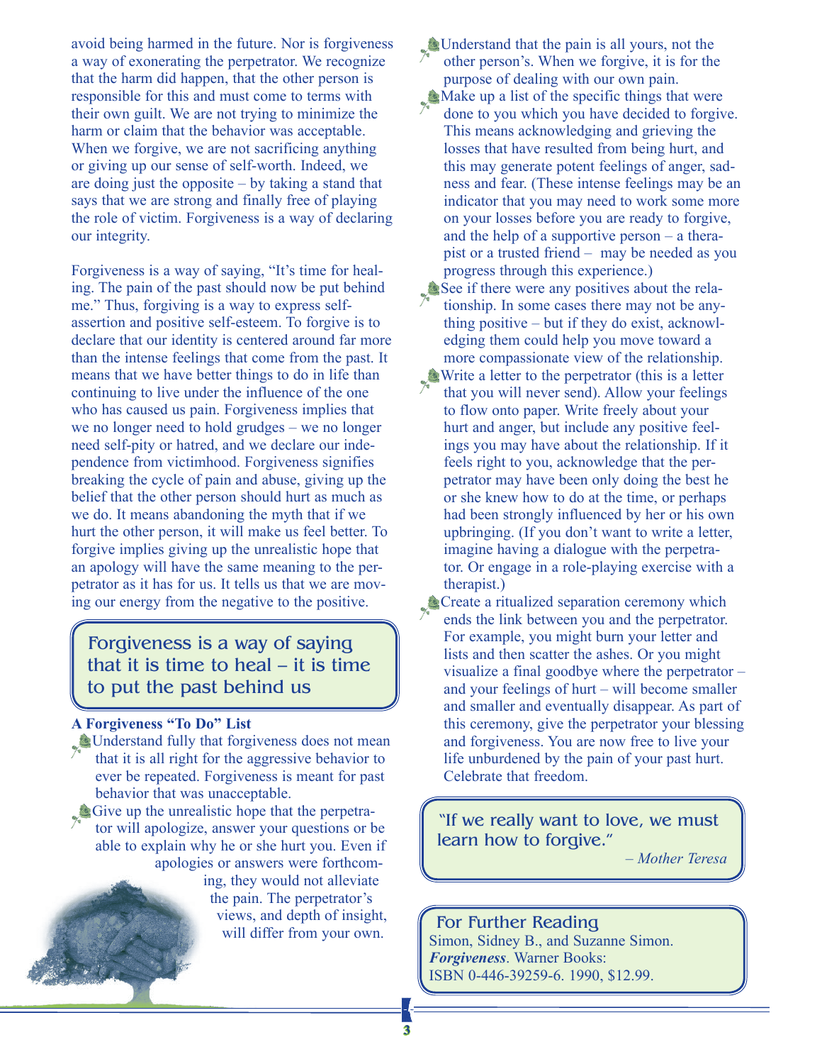avoid being harmed in the future. Nor is forgiveness a way of exonerating the perpetrator. We recognize that the harm did happen, that the other person is responsible for this and must come to terms with their own guilt. We are not trying to minimize the harm or claim that the behavior was acceptable. When we forgive, we are not sacrificing anything or giving up our sense of self-worth. Indeed, we are doing just the opposite – by taking a stand that says that we are strong and finally free of playing the role of victim. Forgiveness is a way of declaring our integrity.

Forgiveness is a way of saying, "It's time for healing. The pain of the past should now be put behind me." Thus, forgiving is a way to express self-assertion and positive self-esteem. To forgive is to declare that our identity is centered around far more than the intense feelings that come from the past. It means that we have better things to do in life than continuing to live under the influence of the one who has caused us pain. Forgiveness implies that we no longer need to hold grudges – we no longer need self-pity or hatred, and we declare our independence from victimhood. Forgiveness signifies breaking the cycle of pain and abuse, giving up the belief that the other person should hurt as much as we do. It means abandoning the myth that if we hurt the other person, it will make us feel better. To forgive implies giving up the unrealistic hope that an apology will have the same meaning to the perpetrator as it has for us. It tells us that we are moving our energy from the negative to the positive.

> Forgiveness is a way of saying that it is time to heal – it is time to put the past behind us

**A Forgiveness "To Do" List**

- Understand fully that forgiveness does not mean that it is all right for the aggressive behavior to ever be repeated. Forgiveness is meant for past behavior that was unacceptable.
- Give up the unrealistic hope that the perpetrator will apologize, answer your questions or be able to explain why he or she hurt you. Even if apologies or answers were forthcoming, they would not alleviate the pain. The perpetrator's views, and depth of insight, will differ from your own.
- Understand that the pain is all yours, not the other person's. When we forgive, it is for the purpose of dealing with our own pain.
- Make up a list of the specific things that were done to you which you have decided to forgive. This means acknowledging and grieving the losses that have resulted from being hurt, and this may generate potent feelings of anger, sadness and fear. (These intense feelings may be an indicator that you may need to work some more on your losses before you are ready to forgive, and the help of a supportive person – a therapist or a trusted friend – may be needed as you progress through this experience.)
- See if there were any positives about the relationship. In some cases there may not be anything positive – but if they do exist, acknowledging them could help you move toward a more compassionate view of the relationship.
- Write a letter to the perpetrator (this is a letter that you will never send). Allow your feelings to flow onto paper. Write freely about your hurt and anger, but include any positive feelings you may have about the relationship. If it feels right to you, acknowledge that the perpetrator may have been only doing the best he or she knew how to do at the time, or perhaps had been strongly influenced by her or his own upbringing. (If you don't want to write a letter, imagine having a dialogue with the perpetrator. Or engage in a role-playing exercise with a therapist.)
- Create a ritualized separation ceremony which ends the link between you and the perpetrator. For example, you might burn your letter and lists and then scatter the ashes. Or you might visualize a final goodbye where the perpetrator – and your feelings of hurt – will become smaller and smaller and eventually disappear. As part of this ceremony, give the perpetrator your blessing and forgiveness. You are now free to live your life unburdened by the pain of your past hurt. Celebrate that freedom.

> "If we really want to love, we must learn how to forgive."
>
> *– Mother Teresa*

### For Further Reading

Simon, Sidney B., and Suzanne Simon. ***Forgiveness***. Warner Books: ISBN 0-446-39259-6. 1990, $12.99.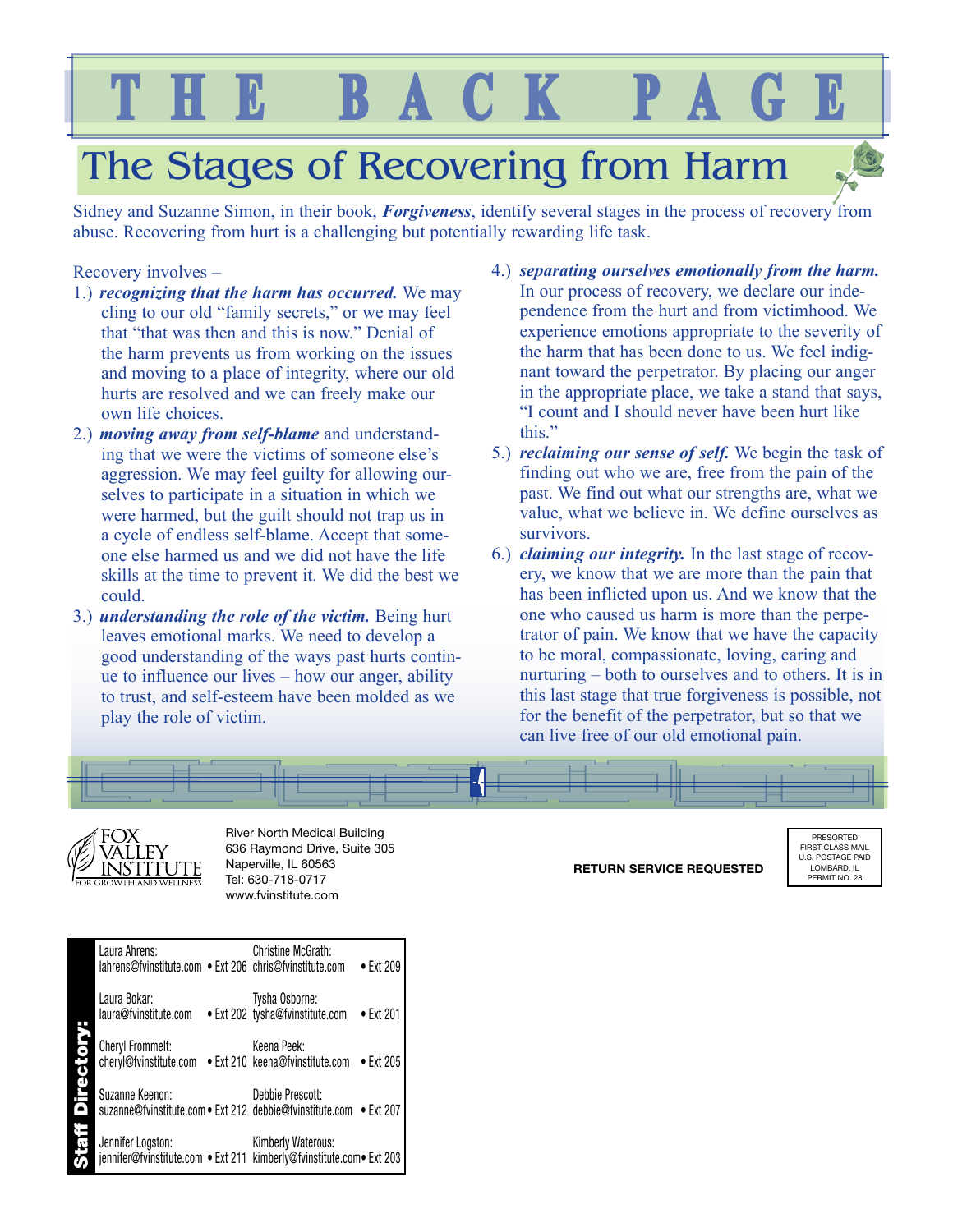# THE BACK PAGE

## The Stages of Recovering from Harm

Sidney and Suzanne Simon, in their book, ***Forgiveness***, identify several stages in the process of recovery from abuse. Recovering from hurt is a challenging but potentially rewarding life task.

Recovery involves –

1.) ***recognizing that the harm has occurred.*** We may cling to our old "family secrets," or we may feel that "that was then and this is now." Denial of the harm prevents us from working on the issues and moving to a place of integrity, where our old hurts are resolved and we can freely make our own life choices.

2.) ***moving away from self-blame*** and understanding that we were the victims of someone else's aggression. We may feel guilty for allowing ourselves to participate in a situation in which we were harmed, but the guilt should not trap us in a cycle of endless self-blame. Accept that someone else harmed us and we did not have the life skills at the time to prevent it. We did the best we could.

3.) ***understanding the role of the victim.*** Being hurt leaves emotional marks. We need to develop a good understanding of the ways past hurts continue to influence our lives – how our anger, ability to trust, and self-esteem have been molded as we play the role of victim.

4.) ***separating ourselves emotionally from the harm.*** In our process of recovery, we declare our independence from the hurt and from victimhood. We experience emotions appropriate to the severity of the harm that has been done to us. We feel indignant toward the perpetrator. By placing our anger in the appropriate place, we take a stand that says, "I count and I should never have been hurt like this."

5.) ***reclaiming our sense of self.*** We begin the task of finding out who we are, free from the pain of the past. We find out what our strengths are, what we value, what we believe in. We define ourselves as survivors.

6.) ***claiming our integrity.*** In the last stage of recovery, we know that we are more than the pain that has been inflicted upon us. And we know that the one who caused us harm is more than the perpetrator of pain. We know that we have the capacity to be moral, compassionate, loving, caring and nurturing – both to ourselves and to others. It is in this last stage that true forgiveness is possible, not for the benefit of the perpetrator, but so that we can live free of our old emotional pain.

FOX VALLEY INSTITUTE FOR GROWTH AND WELLNESS

River North Medical Building
636 Raymond Drive, Suite 305
Naperville, IL 60563
Tel: 630-718-0717
www.fvinstitute.com

RETURN SERVICE REQUESTED

PRESORTED
FIRST-CLASS MAIL
U.S. POSTAGE PAID
LOMBARD, IL
PERMIT NO. 28

**Staff Directory:**

| | | | |
|---|---|---|---|
| Laura Ahrens: lahrens@fvinstitute.com | • Ext 206 | Christine McGrath: chris@fvinstitute.com | • Ext 209 |
| Laura Bokar: laura@fvinstitute.com | • Ext 202 | Tysha Osborne: tysha@fvinstitute.com | • Ext 201 |
| Cheryl Frommelt: cheryl@fvinstitute.com | • Ext 210 | Keena Peek: keena@fvinstitute.com | • Ext 205 |
| Suzanne Keenon: suzanne@fvinstitute.com | • Ext 212 | Debbie Prescott: debbie@fvinstitute.com | • Ext 207 |
| Jennifer Logston: jennifer@fvinstitute.com | • Ext 211 | Kimberly Waterous: kimberly@fvinstitute.com | • Ext 203 |